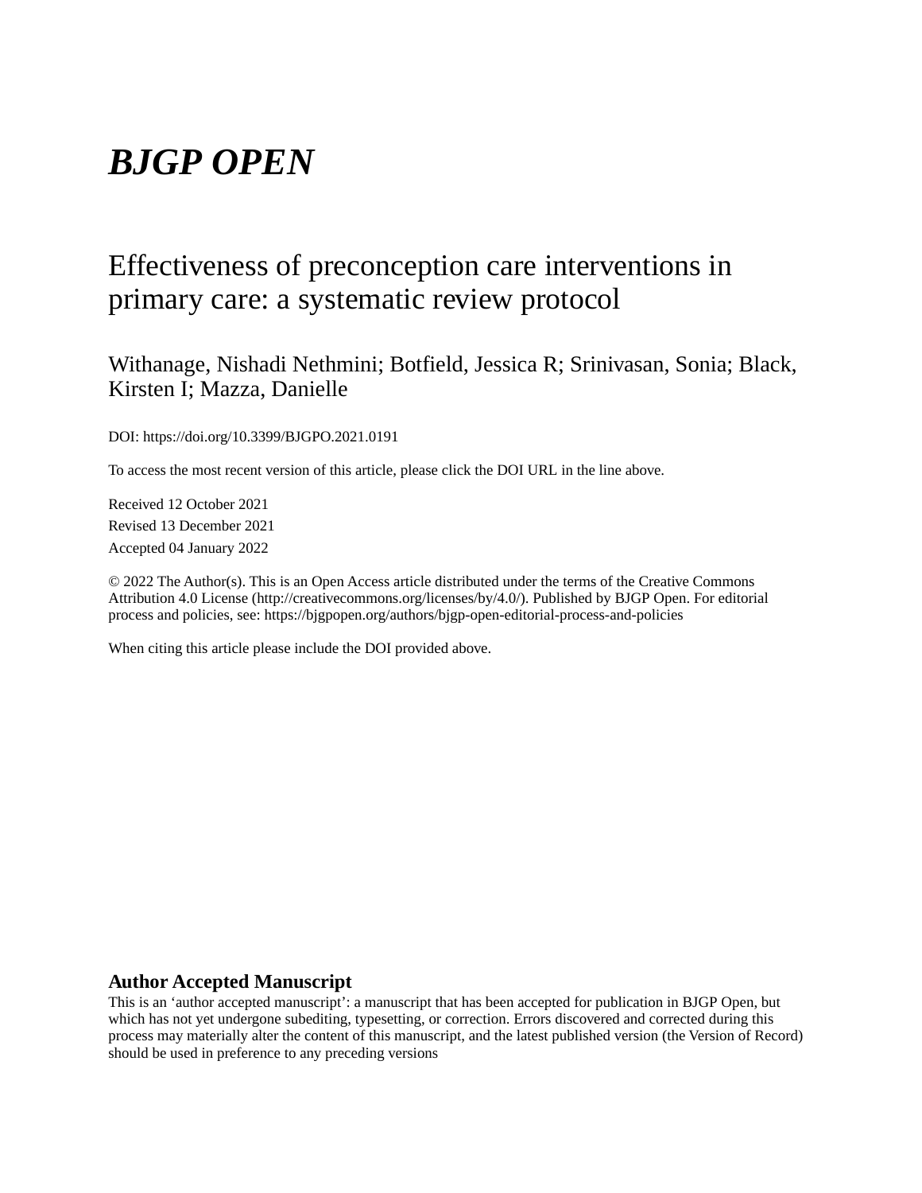# *BJGP OPEN*

## Effectiveness of preconception care interventions in primary care: a systematic review protocol

Withanage, Nishadi Nethmini; Botfield, Jessica R; Srinivasan, Sonia; Black, Kirsten I; Mazza, Danielle

DOI: https://doi.org/10.3399/BJGPO.2021.0191

To access the most recent version of this article, please click the DOI URL in the line above.

Received 12 October 2021

Revised 13 December 2021

Accepted 04 January 2022

© 2022 The Author(s). This is an Open Access article distributed under the terms of the Creative Commons Attribution 4.0 License (http://creativecommons.org/licenses/by/4.0/). Published by BJGP Open. For editorial process and policies, see: https://bjgpopen.org/authors/bjgp-open-editorial-process-and-policies

When citing this article please include the DOI provided above.

### Author Accepted Manuscript

This is an 'author accepted manuscript': a manuscript that has been accepted for publication in BJGP Open, but which has not yet undergone subediting, typesetting, or correction. Errors discovered and corrected during this process may materially alter the content of this manuscript, and the latest published version (the Version of Record) should be used in preference to any preceding versions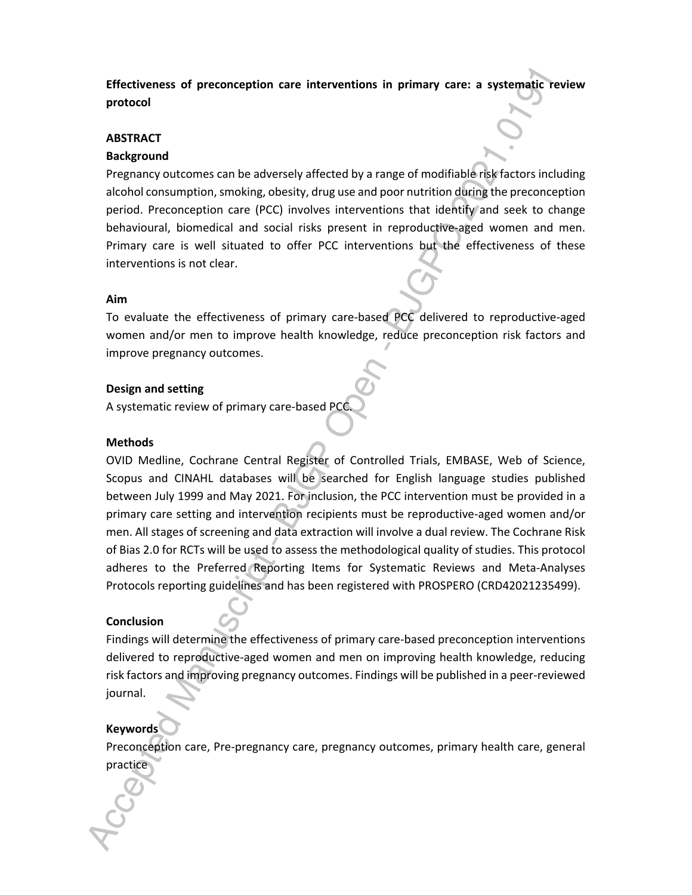**Effectiveness of preconception care interventions in primary care: a systematic review protocol**

**ABSTRACT**

**Background**

Pregnancy outcomes can be adversely affected by a range of modifiable risk factors including alcohol consumption, smoking, obesity, drug use and poor nutrition during the preconception period. Preconception care (PCC) involves interventions that identify and seek to change behavioural, biomedical and social risks present in reproductive-aged women and men. Primary care is well situated to offer PCC interventions but the effectiveness of these interventions is not clear.

**Aim**

To evaluate the effectiveness of primary care-based PCC delivered to reproductive-aged women and/or men to improve health knowledge, reduce preconception risk factors and improve pregnancy outcomes.

**Design and setting**

A systematic review of primary care-based PCC.

**Methods**

OVID Medline, Cochrane Central Register of Controlled Trials, EMBASE, Web of Science, Scopus and CINAHL databases will be searched for English language studies published between July 1999 and May 2021. For inclusion, the PCC intervention must be provided in a primary care setting and intervention recipients must be reproductive-aged women and/or men. All stages of screening and data extraction will involve a dual review. The Cochrane Risk of Bias 2.0 for RCTs will be used to assess the methodological quality of studies. This protocol adheres to the Preferred Reporting Items for Systematic Reviews and Meta-Analyses Protocols reporting guidelines and has been registered with PROSPERO (CRD42021235499).

**Conclusion**

Findings will determine the effectiveness of primary care-based preconception interventions delivered to reproductive-aged women and men on improving health knowledge, reducing risk factors and improving pregnancy outcomes. Findings will be published in a peer-reviewed journal.

**Keywords**

Preconception care, Pre-pregnancy care, pregnancy outcomes, primary health care, general practice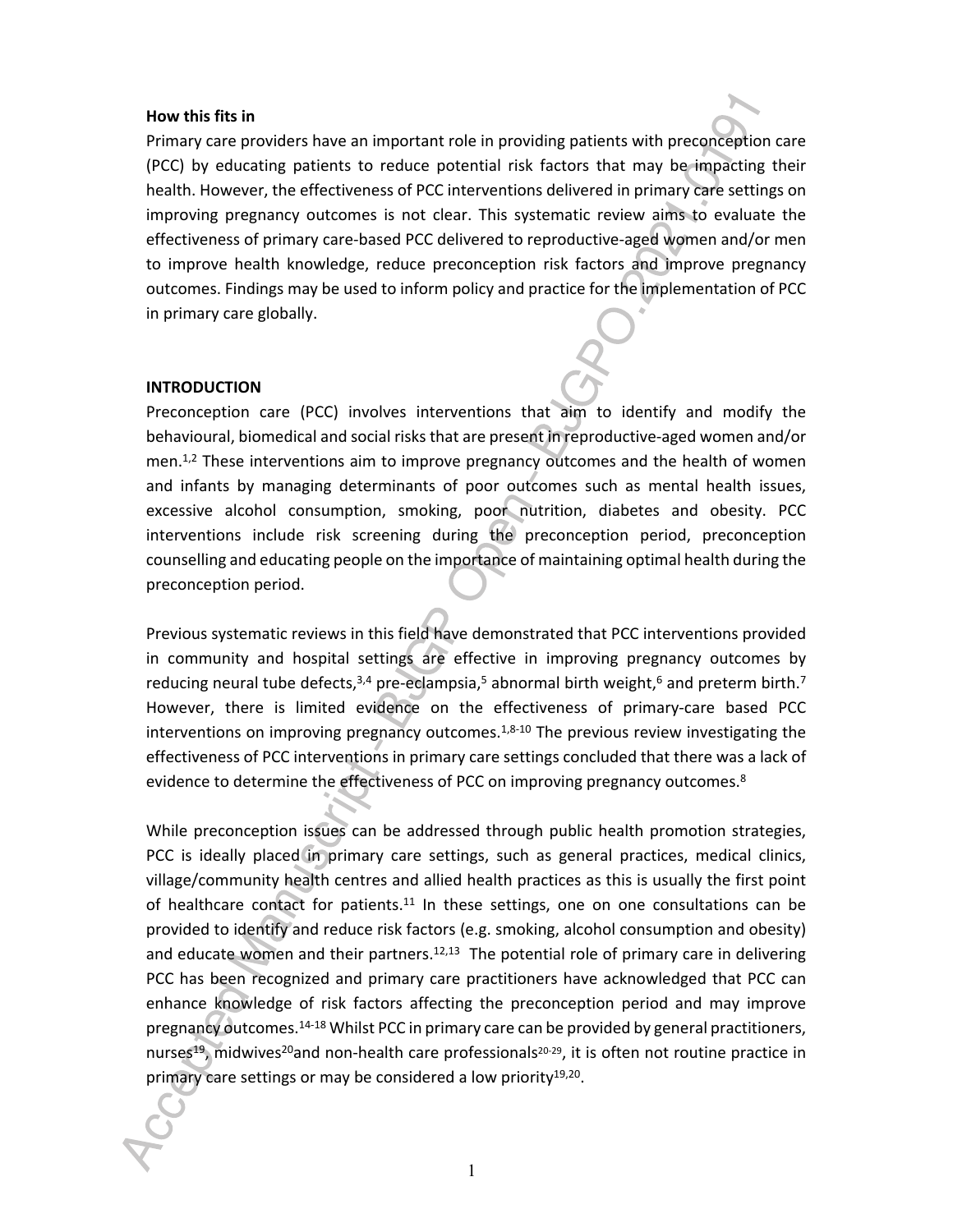**How this fits in**

Primary care providers have an important role in providing patients with preconception care (PCC) by educating patients to reduce potential risk factors that may be impacting their health. However, the effectiveness of PCC interventions delivered in primary care settings on improving pregnancy outcomes is not clear. This systematic review aims to evaluate the effectiveness of primary care-based PCC delivered to reproductive-aged women and/or men to improve health knowledge, reduce preconception risk factors and improve pregnancy outcomes. Findings may be used to inform policy and practice for the implementation of PCC in primary care globally.

## INTRODUCTION

Preconception care (PCC) involves interventions that aim to identify and modify the behavioural, biomedical and social risks that are present in reproductive-aged women and/or men.[1,2] These interventions aim to improve pregnancy outcomes and the health of women and infants by managing determinants of poor outcomes such as mental health issues, excessive alcohol consumption, smoking, poor nutrition, diabetes and obesity. PCC interventions include risk screening during the preconception period, preconception counselling and educating people on the importance of maintaining optimal health during the preconception period.

Previous systematic reviews in this field have demonstrated that PCC interventions provided in community and hospital settings are effective in improving pregnancy outcomes by reducing neural tube defects,[3,4] pre-eclampsia,[5] abnormal birth weight,[6] and preterm birth.[7] However, there is limited evidence on the effectiveness of primary-care based PCC interventions on improving pregnancy outcomes.[1,8-10] The previous review investigating the effectiveness of PCC interventions in primary care settings concluded that there was a lack of evidence to determine the effectiveness of PCC on improving pregnancy outcomes.[8]

While preconception issues can be addressed through public health promotion strategies, PCC is ideally placed in primary care settings, such as general practices, medical clinics, village/community health centres and allied health practices as this is usually the first point of healthcare contact for patients.[11] In these settings, one on one consultations can be provided to identify and reduce risk factors (e.g. smoking, alcohol consumption and obesity) and educate women and their partners.[12,13] The potential role of primary care in delivering PCC has been recognized and primary care practitioners have acknowledged that PCC can enhance knowledge of risk factors affecting the preconception period and may improve pregnancy outcomes.[14-18] Whilst PCC in primary care can be provided by general practitioners, nurses[19], midwives[20] and non-health care professionals[20-29], it is often not routine practice in primary care settings or may be considered a low priority[19,20].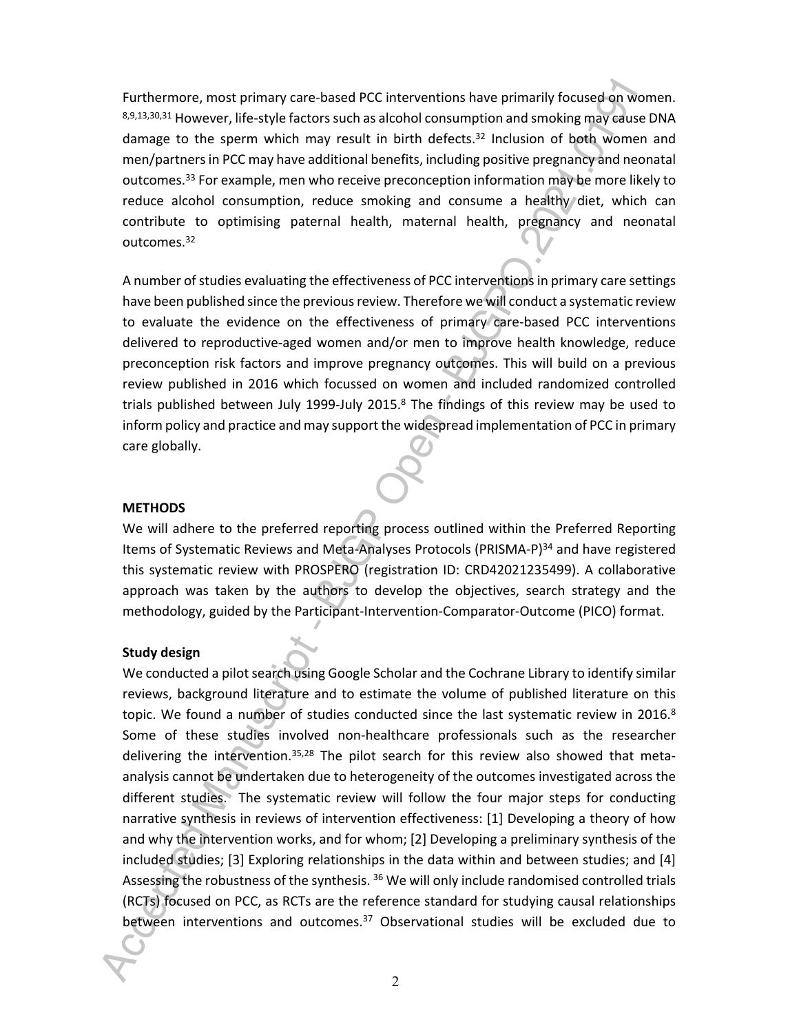Furthermore, most primary care-based PCC interventions have primarily focused on women.[8,9,13,30,31] However, life-style factors such as alcohol consumption and smoking may cause DNA damage to the sperm which may result in birth defects.[32] Inclusion of both women and men/partners in PCC may have additional benefits, including positive pregnancy and neonatal outcomes.[33] For example, men who receive preconception information may be more likely to reduce alcohol consumption, reduce smoking and consume a healthy diet, which can contribute to optimising paternal health, maternal health, pregnancy and neonatal outcomes.[32]

A number of studies evaluating the effectiveness of PCC interventions in primary care settings have been published since the previous review. Therefore we will conduct a systematic review to evaluate the evidence on the effectiveness of primary care-based PCC interventions delivered to reproductive-aged women and/or men to improve health knowledge, reduce preconception risk factors and improve pregnancy outcomes. This will build on a previous review published in 2016 which focussed on women and included randomized controlled trials published between July 1999-July 2015.[8] The findings of this review may be used to inform policy and practice and may support the widespread implementation of PCC in primary care globally.

## METHODS

We will adhere to the preferred reporting process outlined within the Preferred Reporting Items of Systematic Reviews and Meta-Analyses Protocols (PRISMA-P)[34] and have registered this systematic review with PROSPERO (registration ID: CRD42021235499). A collaborative approach was taken by the authors to develop the objectives, search strategy and the methodology, guided by the Participant-Intervention-Comparator-Outcome (PICO) format.

### Study design

We conducted a pilot search using Google Scholar and the Cochrane Library to identify similar reviews, background literature and to estimate the volume of published literature on this topic. We found a number of studies conducted since the last systematic review in 2016.[8] Some of these studies involved non-healthcare professionals such as the researcher delivering the intervention.[35,28] The pilot search for this review also showed that meta-analysis cannot be undertaken due to heterogeneity of the outcomes investigated across the different studies. The systematic review will follow the four major steps for conducting narrative synthesis in reviews of intervention effectiveness: [1] Developing a theory of how and why the intervention works, and for whom; [2] Developing a preliminary synthesis of the included studies; [3] Exploring relationships in the data within and between studies; and [4] Assessing the robustness of the synthesis.[36] We will only include randomised controlled trials (RCTs) focused on PCC, as RCTs are the reference standard for studying causal relationships between interventions and outcomes.[37] Observational studies will be excluded due to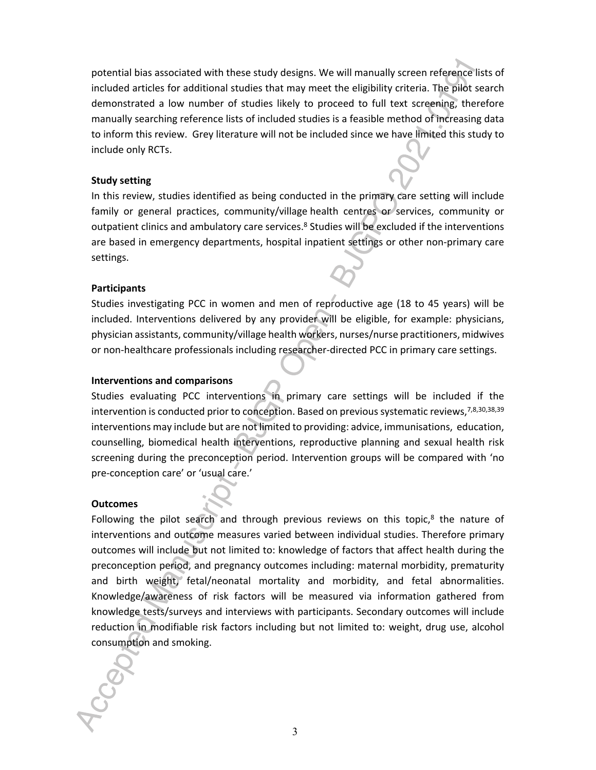potential bias associated with these study designs. We will manually screen reference lists of included articles for additional studies that may meet the eligibility criteria. The pilot search demonstrated a low number of studies likely to proceed to full text screening, therefore manually searching reference lists of included studies is a feasible method of increasing data to inform this review. Grey literature will not be included since we have limited this study to include only RCTs.

**Study setting**

In this review, studies identified as being conducted in the primary care setting will include family or general practices, community/village health centres or services, community or outpatient clinics and ambulatory care services.[8] Studies will be excluded if the interventions are based in emergency departments, hospital inpatient settings or other non-primary care settings.

**Participants**

Studies investigating PCC in women and men of reproductive age (18 to 45 years) will be included. Interventions delivered by any provider will be eligible, for example: physicians, physician assistants, community/village health workers, nurses/nurse practitioners, midwives or non-healthcare professionals including researcher-directed PCC in primary care settings.

**Interventions and comparisons**

Studies evaluating PCC interventions in primary care settings will be included if the intervention is conducted prior to conception. Based on previous systematic reviews,[7,8,30,38,39] interventions may include but are not limited to providing: advice, immunisations, education, counselling, biomedical health interventions, reproductive planning and sexual health risk screening during the preconception period. Intervention groups will be compared with 'no pre-conception care' or 'usual care.'

**Outcomes**

Following the pilot search and through previous reviews on this topic,[8] the nature of interventions and outcome measures varied between individual studies. Therefore primary outcomes will include but not limited to: knowledge of factors that affect health during the preconception period, and pregnancy outcomes including: maternal morbidity, prematurity and birth weight, fetal/neonatal mortality and morbidity, and fetal abnormalities. Knowledge/awareness of risk factors will be measured via information gathered from knowledge tests/surveys and interviews with participants. Secondary outcomes will include reduction in modifiable risk factors including but not limited to: weight, drug use, alcohol consumption and smoking.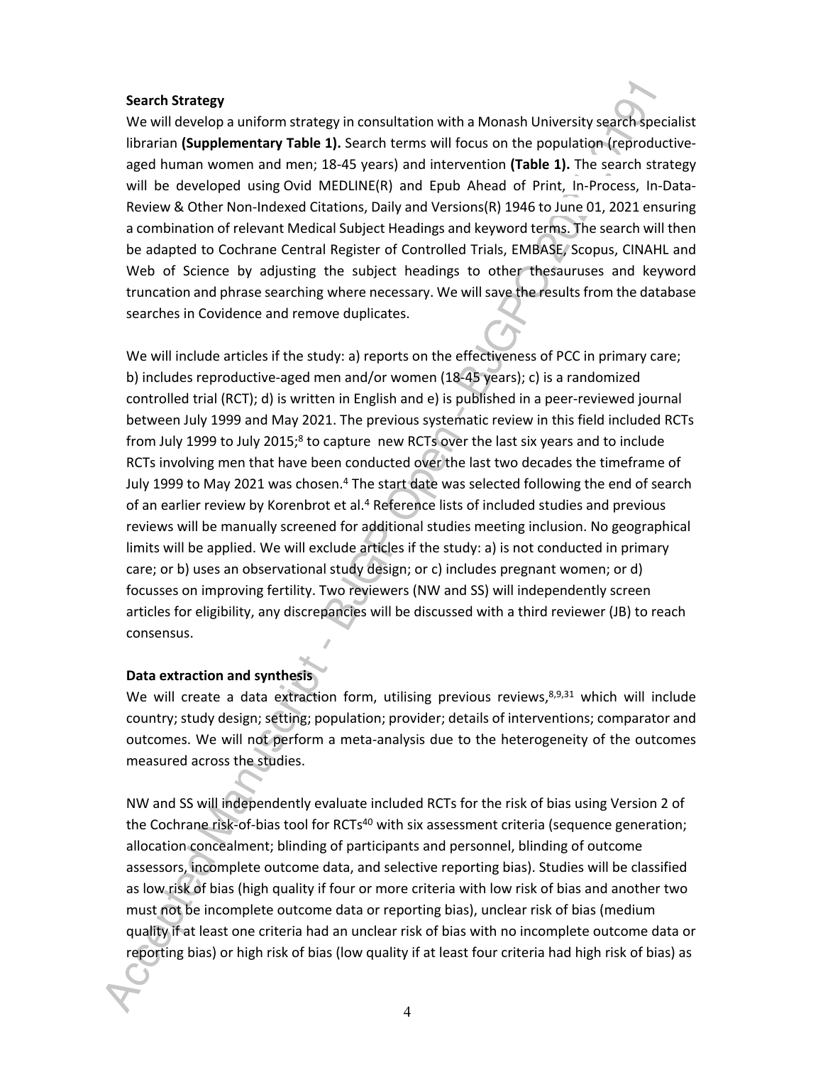**Search Strategy**

We will develop a uniform strategy in consultation with a Monash University search specialist librarian **(Supplementary Table 1).** Search terms will focus on the population (reproductive-aged human women and men; 18-45 years) and intervention **(Table 1).** The search strategy will be developed using Ovid MEDLINE(R) and Epub Ahead of Print, In-Process, In-Data-Review & Other Non-Indexed Citations, Daily and Versions(R) 1946 to June 01, 2021 ensuring a combination of relevant Medical Subject Headings and keyword terms. The search will then be adapted to Cochrane Central Register of Controlled Trials, EMBASE, Scopus, CINAHL and Web of Science by adjusting the subject headings to other thesauruses and keyword truncation and phrase searching where necessary. We will save the results from the database searches in Covidence and remove duplicates.

We will include articles if the study: a) reports on the effectiveness of PCC in primary care; b) includes reproductive-aged men and/or women (18-45 years); c) is a randomized controlled trial (RCT); d) is written in English and e) is published in a peer-reviewed journal between July 1999 and May 2021. The previous systematic review in this field included RCTs from July 1999 to July 2015;[8] to capture new RCTs over the last six years and to include RCTs involving men that have been conducted over the last two decades the timeframe of July 1999 to May 2021 was chosen.[4] The start date was selected following the end of search of an earlier review by Korenbrot et al.[4] Reference lists of included studies and previous reviews will be manually screened for additional studies meeting inclusion. No geographical limits will be applied. We will exclude articles if the study: a) is not conducted in primary care; or b) uses an observational study design; or c) includes pregnant women; or d) focusses on improving fertility. Two reviewers (NW and SS) will independently screen articles for eligibility, any discrepancies will be discussed with a third reviewer (JB) to reach consensus.

**Data extraction and synthesis**

We will create a data extraction form, utilising previous reviews,[8,9,31] which will include country; study design; setting; population; provider; details of interventions; comparator and outcomes. We will not perform a meta-analysis due to the heterogeneity of the outcomes measured across the studies.

NW and SS will independently evaluate included RCTs for the risk of bias using Version 2 of the Cochrane risk-of-bias tool for RCTs[40] with six assessment criteria (sequence generation; allocation concealment; blinding of participants and personnel, blinding of outcome assessors, incomplete outcome data, and selective reporting bias). Studies will be classified as low risk of bias (high quality if four or more criteria with low risk of bias and another two must not be incomplete outcome data or reporting bias), unclear risk of bias (medium quality if at least one criteria had an unclear risk of bias with no incomplete outcome data or reporting bias) or high risk of bias (low quality if at least four criteria had high risk of bias) as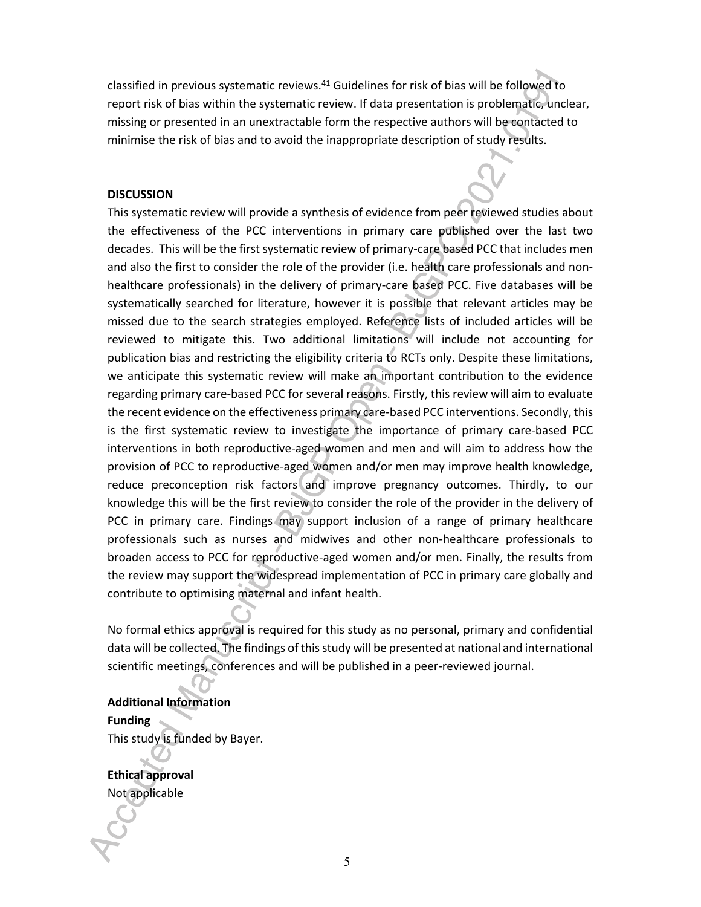classified in previous systematic reviews.[41] Guidelines for risk of bias will be followed to report risk of bias within the systematic review. If data presentation is problematic, unclear, missing or presented in an unextractable form the respective authors will be contacted to minimise the risk of bias and to avoid the inappropriate description of study results.

## DISCUSSION

This systematic review will provide a synthesis of evidence from peer reviewed studies about the effectiveness of the PCC interventions in primary care published over the last two decades. This will be the first systematic review of primary-care based PCC that includes men and also the first to consider the role of the provider (i.e. health care professionals and non-healthcare professionals) in the delivery of primary-care based PCC. Five databases will be systematically searched for literature, however it is possible that relevant articles may be missed due to the search strategies employed. Reference lists of included articles will be reviewed to mitigate this. Two additional limitations will include not accounting for publication bias and restricting the eligibility criteria to RCTs only. Despite these limitations, we anticipate this systematic review will make an important contribution to the evidence regarding primary care-based PCC for several reasons. Firstly, this review will aim to evaluate the recent evidence on the effectiveness primary care-based PCC interventions. Secondly, this is the first systematic review to investigate the importance of primary care-based PCC interventions in both reproductive-aged women and men and will aim to address how the provision of PCC to reproductive-aged women and/or men may improve health knowledge, reduce preconception risk factors and improve pregnancy outcomes. Thirdly, to our knowledge this will be the first review to consider the role of the provider in the delivery of PCC in primary care. Findings may support inclusion of a range of primary healthcare professionals such as nurses and midwives and other non-healthcare professionals to broaden access to PCC for reproductive-aged women and/or men. Finally, the results from the review may support the widespread implementation of PCC in primary care globally and contribute to optimising maternal and infant health.

No formal ethics approval is required for this study as no personal, primary and confidential data will be collected. The findings of this study will be presented at national and international scientific meetings, conferences and will be published in a peer-reviewed journal.

**Additional Information**

**Funding**

This study is funded by Bayer.

**Ethical approval**

Not applicable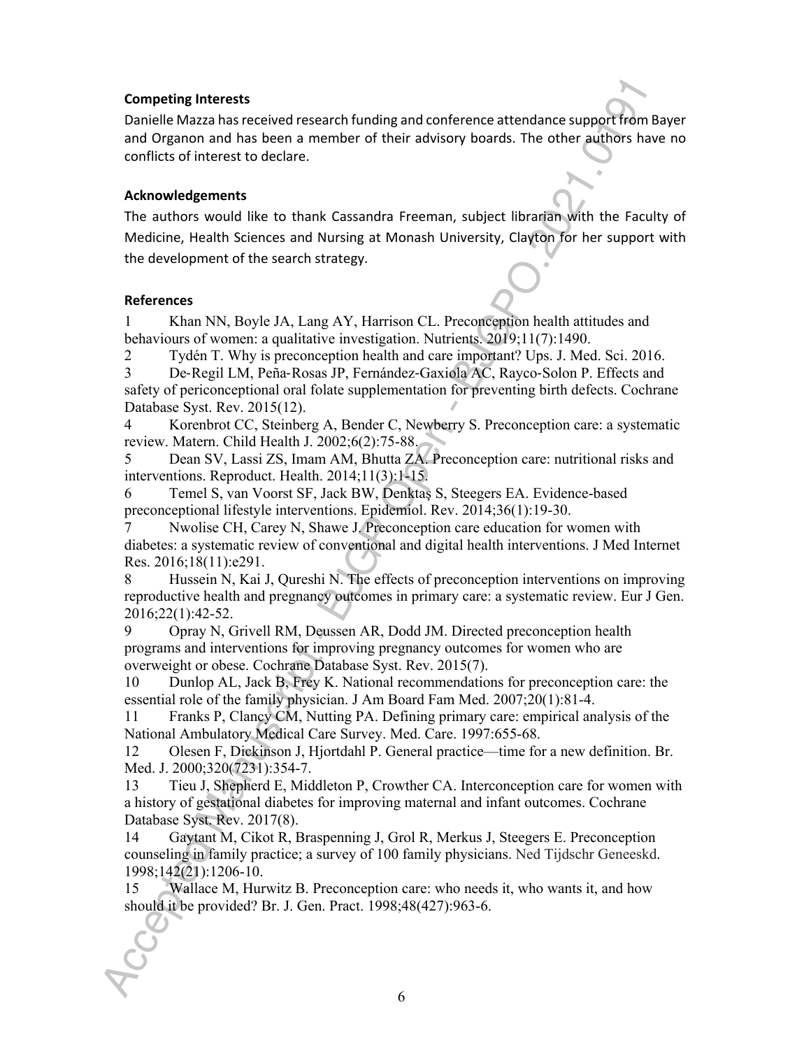## Competing Interests

Danielle Mazza has received research funding and conference attendance support from Bayer and Organon and has been a member of their advisory boards. The other authors have no conflicts of interest to declare.

## Acknowledgements

The authors would like to thank Cassandra Freeman, subject librarian with the Faculty of Medicine, Health Sciences and Nursing at Monash University, Clayton for her support with the development of the search strategy.

## References

1 Khan NN, Boyle JA, Lang AY, Harrison CL. Preconception health attitudes and behaviours of women: a qualitative investigation. Nutrients. 2019;11(7):1490.

2 Tydén T. Why is preconception health and care important? Ups. J. Med. Sci. 2016.

3 De-Regil LM, Peña-Rosas JP, Fernández-Gaxiola AC, Rayco-Solon P. Effects and safety of periconceptional oral folate supplementation for preventing birth defects. Cochrane Database Syst. Rev. 2015(12).

4 Korenbrot CC, Steinberg A, Bender C, Newberry S. Preconception care: a systematic review. Matern. Child Health J. 2002;6(2):75-88.

5 Dean SV, Lassi ZS, Imam AM, Bhutta ZA. Preconception care: nutritional risks and interventions. Reproduct. Health. 2014;11(3):1-15.

6 Temel S, van Voorst SF, Jack BW, Denktaş S, Steegers EA. Evidence-based preconceptional lifestyle interventions. Epidemiol. Rev. 2014;36(1):19-30.

7 Nwolise CH, Carey N, Shawe J. Preconception care education for women with diabetes: a systematic review of conventional and digital health interventions. J Med Internet Res. 2016;18(11):e291.

8 Hussein N, Kai J, Qureshi N. The effects of preconception interventions on improving reproductive health and pregnancy outcomes in primary care: a systematic review. Eur J Gen. 2016;22(1):42-52.

9 Opray N, Grivell RM, Deussen AR, Dodd JM. Directed preconception health programs and interventions for improving pregnancy outcomes for women who are overweight or obese. Cochrane Database Syst. Rev. 2015(7).

10 Dunlop AL, Jack B, Frey K. National recommendations for preconception care: the essential role of the family physician. J Am Board Fam Med. 2007;20(1):81-4.

11 Franks P, Clancy CM, Nutting PA. Defining primary care: empirical analysis of the National Ambulatory Medical Care Survey. Med. Care. 1997:655-68.

12 Olesen F, Dickinson J, Hjortdahl P. General practice—time for a new definition. Br. Med. J. 2000;320(7231):354-7.

13 Tieu J, Shepherd E, Middleton P, Crowther CA. Interconception care for women with a history of gestational diabetes for improving maternal and infant outcomes. Cochrane Database Syst. Rev. 2017(8).

14 Gaytant M, Cikot R, Braspenning J, Grol R, Merkus J, Steegers E. Preconception counseling in family practice; a survey of 100 family physicians. Ned Tijdschr Geneeskd. 1998;142(21):1206-10.

15 Wallace M, Hurwitz B. Preconception care: who needs it, who wants it, and how should it be provided? Br. J. Gen. Pract. 1998;48(427):963-6.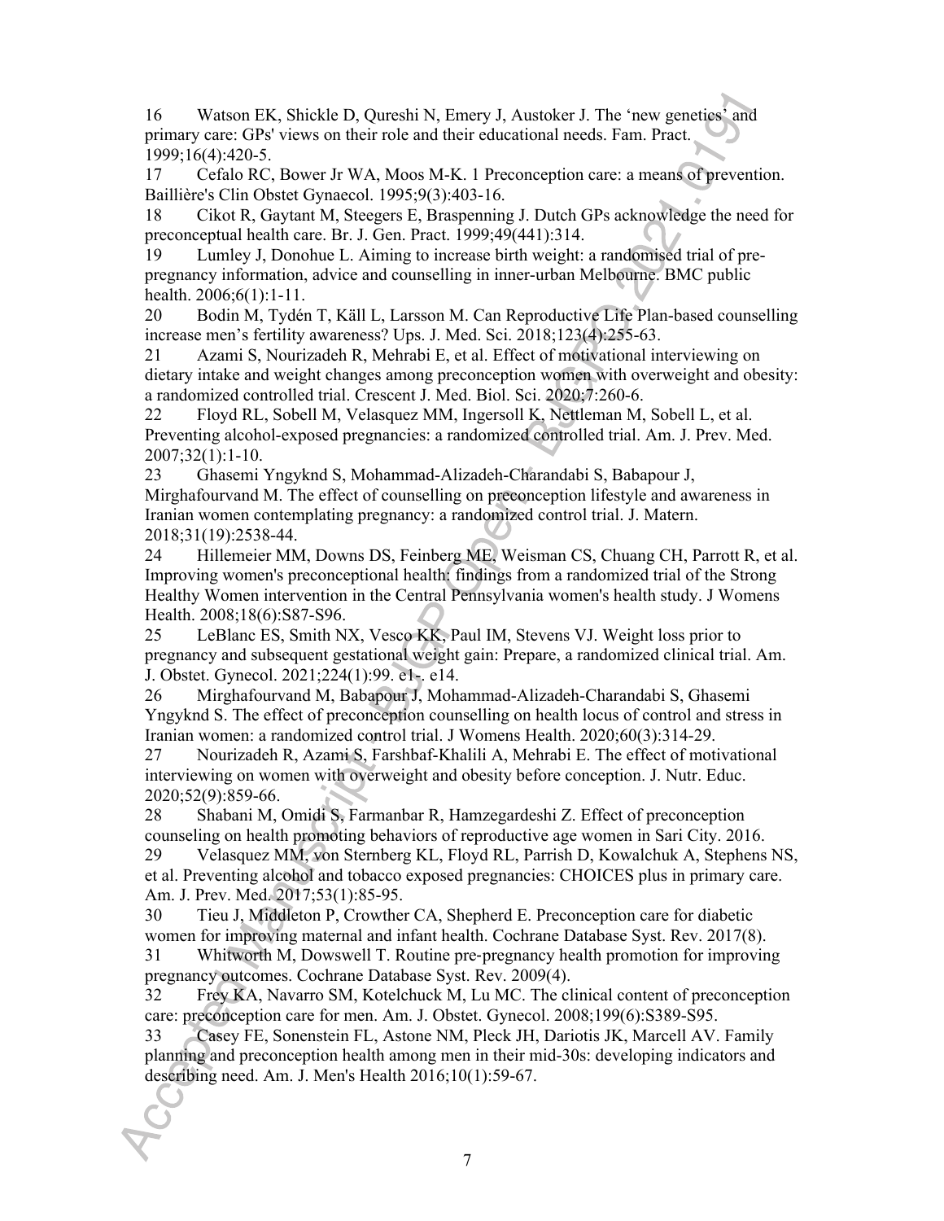16 Watson EK, Shickle D, Qureshi N, Emery J, Austoker J. The 'new genetics' and primary care: GPs' views on their role and their educational needs. Fam. Pract. 1999;16(4):420-5.

17 Cefalo RC, Bower Jr WA, Moos M-K. 1 Preconception care: a means of prevention. Baillière's Clin Obstet Gynaecol. 1995;9(3):403-16.

18 Cikot R, Gaytant M, Steegers E, Braspenning J. Dutch GPs acknowledge the need for preconceptual health care. Br. J. Gen. Pract. 1999;49(441):314.

19 Lumley J, Donohue L. Aiming to increase birth weight: a randomised trial of pre-pregnancy information, advice and counselling in inner-urban Melbourne. BMC public health. 2006;6(1):1-11.

20 Bodin M, Tydén T, Käll L, Larsson M. Can Reproductive Life Plan-based counselling increase men's fertility awareness? Ups. J. Med. Sci. 2018;123(4):255-63.

21 Azami S, Nourizadeh R, Mehrabi E, et al. Effect of motivational interviewing on dietary intake and weight changes among preconception women with overweight and obesity: a randomized controlled trial. Crescent J. Med. Biol. Sci. 2020;7:260-6.

22 Floyd RL, Sobell M, Velasquez MM, Ingersoll K, Nettleman M, Sobell L, et al. Preventing alcohol-exposed pregnancies: a randomized controlled trial. Am. J. Prev. Med. 2007;32(1):1-10.

23 Ghasemi Yngyknd S, Mohammad-Alizadeh-Charandabi S, Babapour J, Mirghafourvand M. The effect of counselling on preconception lifestyle and awareness in Iranian women contemplating pregnancy: a randomized control trial. J. Matern. 2018;31(19):2538-44.

24 Hillemeier MM, Downs DS, Feinberg ME, Weisman CS, Chuang CH, Parrott R, et al. Improving women's preconceptional health: findings from a randomized trial of the Strong Healthy Women intervention in the Central Pennsylvania women's health study. J Womens Health. 2008;18(6):S87-S96.

25 LeBlanc ES, Smith NX, Vesco KK, Paul IM, Stevens VJ. Weight loss prior to pregnancy and subsequent gestational weight gain: Prepare, a randomized clinical trial. Am. J. Obstet. Gynecol. 2021;224(1):99. e1-. e14.

26 Mirghafourvand M, Babapour J, Mohammad-Alizadeh-Charandabi S, Ghasemi Yngyknd S. The effect of preconception counselling on health locus of control and stress in Iranian women: a randomized control trial. J Womens Health. 2020;60(3):314-29.

27 Nourizadeh R, Azami S, Farshbaf-Khalili A, Mehrabi E. The effect of motivational interviewing on women with overweight and obesity before conception. J. Nutr. Educ. 2020;52(9):859-66.

28 Shabani M, Omidi S, Farmanbar R, Hamzegardeshi Z. Effect of preconception counseling on health promoting behaviors of reproductive age women in Sari City. 2016.

29 Velasquez MM, von Sternberg KL, Floyd RL, Parrish D, Kowalchuk A, Stephens NS, et al. Preventing alcohol and tobacco exposed pregnancies: CHOICES plus in primary care. Am. J. Prev. Med. 2017;53(1):85-95.

30 Tieu J, Middleton P, Crowther CA, Shepherd E. Preconception care for diabetic women for improving maternal and infant health. Cochrane Database Syst. Rev. 2017(8).

31 Whitworth M, Dowswell T. Routine pre-pregnancy health promotion for improving pregnancy outcomes. Cochrane Database Syst. Rev. 2009(4).

32 Frey KA, Navarro SM, Kotelchuck M, Lu MC. The clinical content of preconception care: preconception care for men. Am. J. Obstet. Gynecol. 2008;199(6):S389-S95.

33 Casey FE, Sonenstein FL, Astone NM, Pleck JH, Dariotis JK, Marcell AV. Family planning and preconception health among men in their mid-30s: developing indicators and describing need. Am. J. Men's Health 2016;10(1):59-67.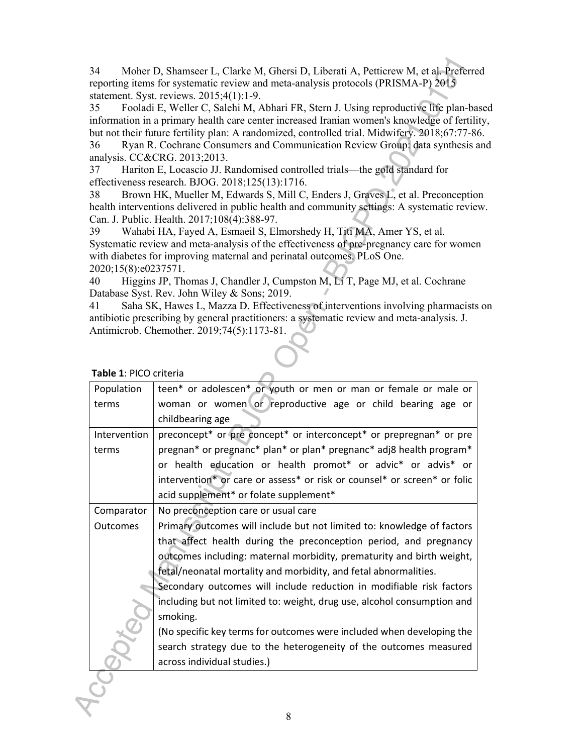34 Moher D, Shamseer L, Clarke M, Ghersi D, Liberati A, Petticrew M, et al. Preferred reporting items for systematic review and meta-analysis protocols (PRISMA-P) 2015 statement. Syst. reviews. 2015;4(1):1-9.

35 Fooladi E, Weller C, Salehi M, Abhari FR, Stern J. Using reproductive life plan-based information in a primary health care center increased Iranian women's knowledge of fertility, but not their future fertility plan: A randomized, controlled trial. Midwifery. 2018;67:77-86.

36 Ryan R. Cochrane Consumers and Communication Review Group: data synthesis and analysis. CC&CRG. 2013;2013.

37 Hariton E, Locascio JJ. Randomised controlled trials—the gold standard for effectiveness research. BJOG. 2018;125(13):1716.

38 Brown HK, Mueller M, Edwards S, Mill C, Enders J, Graves L, et al. Preconception health interventions delivered in public health and community settings: A systematic review. Can. J. Public. Health. 2017;108(4):388-97.

39 Wahabi HA, Fayed A, Esmaeil S, Elmorshedy H, Titi MA, Amer YS, et al. Systematic review and meta-analysis of the effectiveness of pre-pregnancy care for women with diabetes for improving maternal and perinatal outcomes. PLoS One. 2020;15(8):e0237571.

40 Higgins JP, Thomas J, Chandler J, Cumpston M, Li T, Page MJ, et al. Cochrane Database Syst. Rev. John Wiley & Sons; 2019.

41 Saha SK, Hawes L, Mazza D. Effectiveness of interventions involving pharmacists on antibiotic prescribing by general practitioners: a systematic review and meta-analysis. J. Antimicrob. Chemother. 2019;74(5):1173-81.

**Table 1**: PICO criteria

| | |
|---|---|
| Population terms | teen* or adolescen* or youth or men or man or female or male or woman or women or reproductive age or child bearing age or childbearing age |
| Intervention terms | preconcept* or pre concept* or interconcept* or prepregnan* or pre pregnan* or pregnanc* plan* or plan* pregnanc* adj8 health program* or health education or health promot* or advic* or advis* or intervention* or care or assess* or risk or counsel* or screen* or folic acid supplement* or folate supplement* |
| Comparator | No preconception care or usual care |
| Outcomes | Primary outcomes will include but not limited to: knowledge of factors that affect health during the preconception period, and pregnancy outcomes including: maternal morbidity, prematurity and birth weight, fetal/neonatal mortality and morbidity, and fetal abnormalities.<br>Secondary outcomes will include reduction in modifiable risk factors including but not limited to: weight, drug use, alcohol consumption and smoking.<br>(No specific key terms for outcomes were included when developing the search strategy due to the heterogeneity of the outcomes measured across individual studies.) |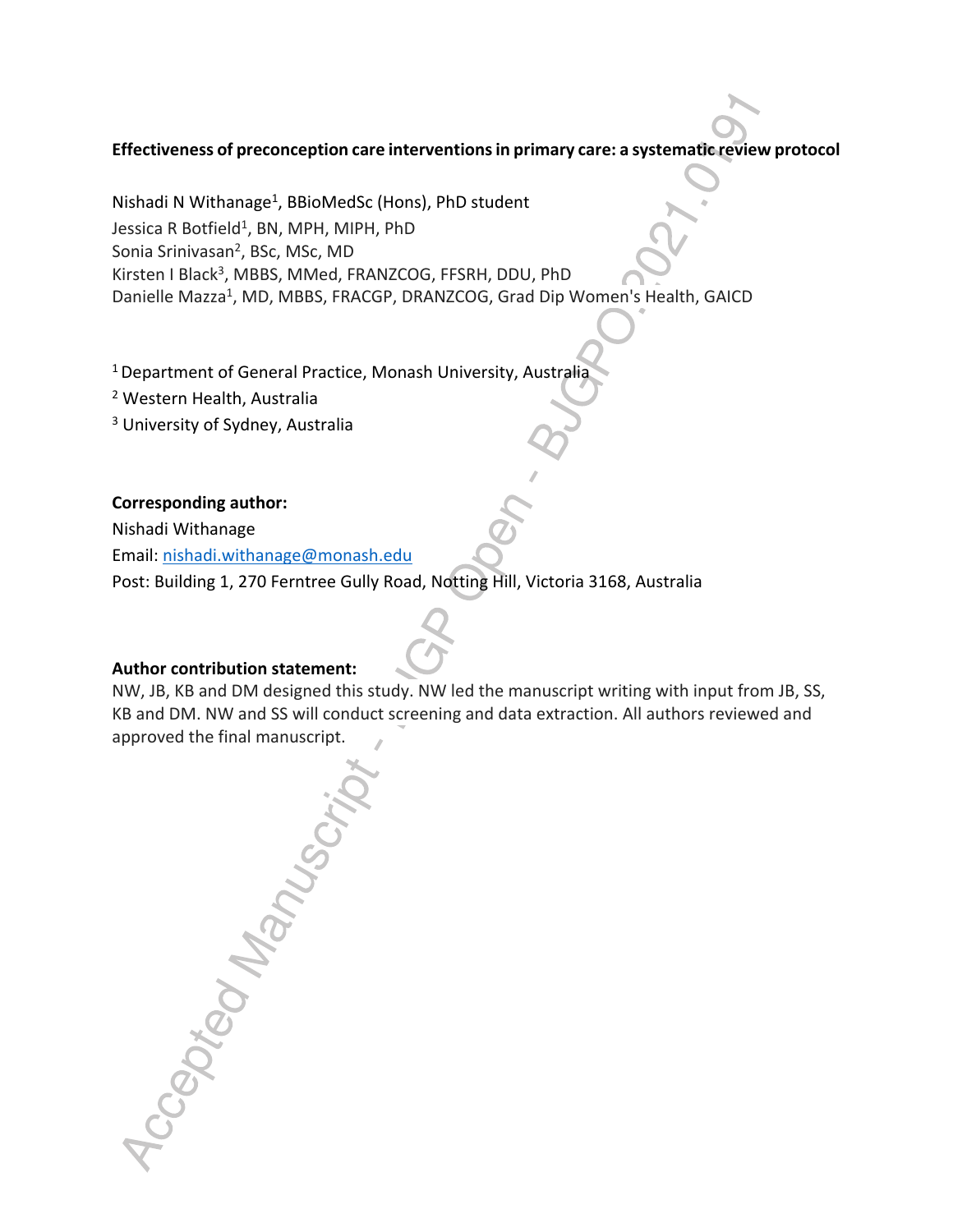**Effectiveness of preconception care interventions in primary care: a systematic review protocol**

Nishadi N Withanage[1], BBioMedSc (Hons), PhD student
Jessica R Botfield[1], BN, MPH, MIPH, PhD
Sonia Srinivasan[2], BSc, MSc, MD
Kirsten I Black[3], MBBS, MMed, FRANZCOG, FFSRH, DDU, PhD
Danielle Mazza[1], MD, MBBS, FRACGP, DRANZCOG, Grad Dip Women's Health, GAICD

[1] Department of General Practice, Monash University, Australia
[2] Western Health, Australia
[3] University of Sydney, Australia

**Corresponding author:**
Nishadi Withanage
Email: nishadi.withanage@monash.edu
Post: Building 1, 270 Ferntree Gully Road, Notting Hill, Victoria 3168, Australia

**Author contribution statement:**
NW, JB, KB and DM designed this study. NW led the manuscript writing with input from JB, SS, KB and DM. NW and SS will conduct screening and data extraction. All authors reviewed and approved the final manuscript.